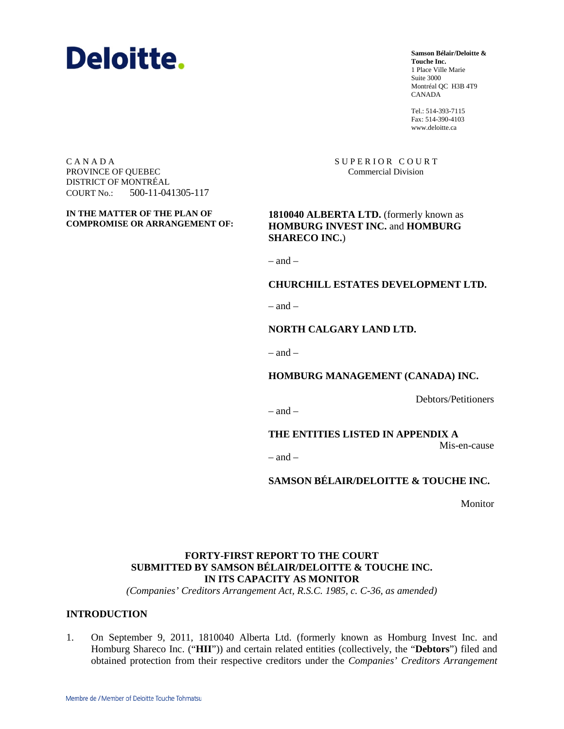Deloitte.

**Samson Bélair/Deloitte & Touche Inc.**
1 Place Ville Marie
Suite 3000
Montréal QC H3B 4T9
CANADA

Tel.: 514-393-7115
Fax: 514-390-4103
www.deloitte.ca

C A N A D A
PROVINCE OF QUEBEC
DISTRICT OF MONTRÉAL
COURT No.: 500-11-041305-117

S U P E R I O R C O U R T
Commercial Division

**IN THE MATTER OF THE PLAN OF COMPROMISE OR ARRANGEMENT OF:**

**1810040 ALBERTA LTD.** (formerly known as **HOMBURG INVEST INC.** and **HOMBURG SHARECO INC.**)

– and –

**CHURCHILL ESTATES DEVELOPMENT LTD.**

– and –

**NORTH CALGARY LAND LTD.**

– and –

**HOMBURG MANAGEMENT (CANADA) INC.**

Debtors/Petitioners

– and –

**THE ENTITIES LISTED IN APPENDIX A**

Mis-en-cause

– and –

**SAMSON BÉLAIR/DELOITTE & TOUCHE INC.**

Monitor

**FORTY-FIRST REPORT TO THE COURT**
**SUBMITTED BY SAMSON BÉLAIR/DELOITTE & TOUCHE INC.**
**IN ITS CAPACITY AS MONITOR**
*(Companies' Creditors Arrangement Act, R.S.C. 1985, c. C-36, as amended)*

## INTRODUCTION

1. On September 9, 2011, 1810040 Alberta Ltd. (formerly known as Homburg Invest Inc. and Homburg Shareco Inc. ("**HII**")) and certain related entities (collectively, the "**Debtors**") filed and obtained protection from their respective creditors under the *Companies' Creditors Arrangement*

Membre de / Member of Deloitte Touche Tohmatsu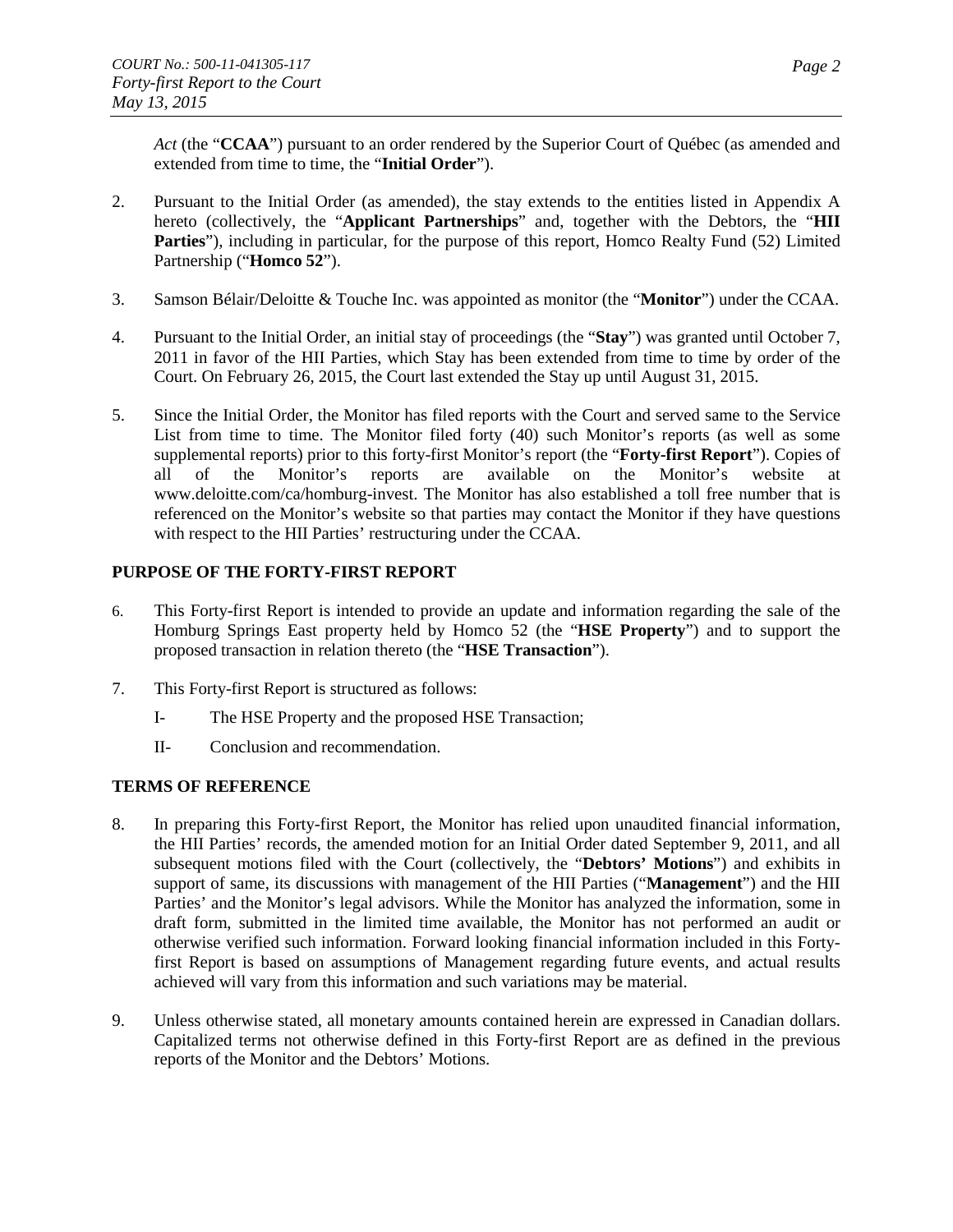*Act* (the "**CCAA**") pursuant to an order rendered by the Superior Court of Québec (as amended and extended from time to time, the "**Initial Order**").

2. Pursuant to the Initial Order (as amended), the stay extends to the entities listed in Appendix A hereto (collectively, the "**Applicant Partnerships**" and, together with the Debtors, the "**HII Parties**"), including in particular, for the purpose of this report, Homco Realty Fund (52) Limited Partnership ("**Homco 52**").

3. Samson Bélair/Deloitte & Touche Inc. was appointed as monitor (the "**Monitor**") under the CCAA.

4. Pursuant to the Initial Order, an initial stay of proceedings (the "**Stay**") was granted until October 7, 2011 in favor of the HII Parties, which Stay has been extended from time to time by order of the Court. On February 26, 2015, the Court last extended the Stay up until August 31, 2015.

5. Since the Initial Order, the Monitor has filed reports with the Court and served same to the Service List from time to time. The Monitor filed forty (40) such Monitor's reports (as well as some supplemental reports) prior to this forty-first Monitor's report (the "**Forty-first Report**"). Copies of all of the Monitor's reports are available on the Monitor's website at www.deloitte.com/ca/homburg-invest. The Monitor has also established a toll free number that is referenced on the Monitor's website so that parties may contact the Monitor if they have questions with respect to the HII Parties' restructuring under the CCAA.

## PURPOSE OF THE FORTY-FIRST REPORT

6. This Forty-first Report is intended to provide an update and information regarding the sale of the Homburg Springs East property held by Homco 52 (the "**HSE Property**") and to support the proposed transaction in relation thereto (the "**HSE Transaction**").

7. This Forty-first Report is structured as follows:

   I- The HSE Property and the proposed HSE Transaction;

   II- Conclusion and recommendation.

## TERMS OF REFERENCE

8. In preparing this Forty-first Report, the Monitor has relied upon unaudited financial information, the HII Parties' records, the amended motion for an Initial Order dated September 9, 2011, and all subsequent motions filed with the Court (collectively, the "**Debtors' Motions**") and exhibits in support of same, its discussions with management of the HII Parties ("**Management**") and the HII Parties' and the Monitor's legal advisors. While the Monitor has analyzed the information, some in draft form, submitted in the limited time available, the Monitor has not performed an audit or otherwise verified such information. Forward looking financial information included in this Forty-first Report is based on assumptions of Management regarding future events, and actual results achieved will vary from this information and such variations may be material.

9. Unless otherwise stated, all monetary amounts contained herein are expressed in Canadian dollars. Capitalized terms not otherwise defined in this Forty-first Report are as defined in the previous reports of the Monitor and the Debtors' Motions.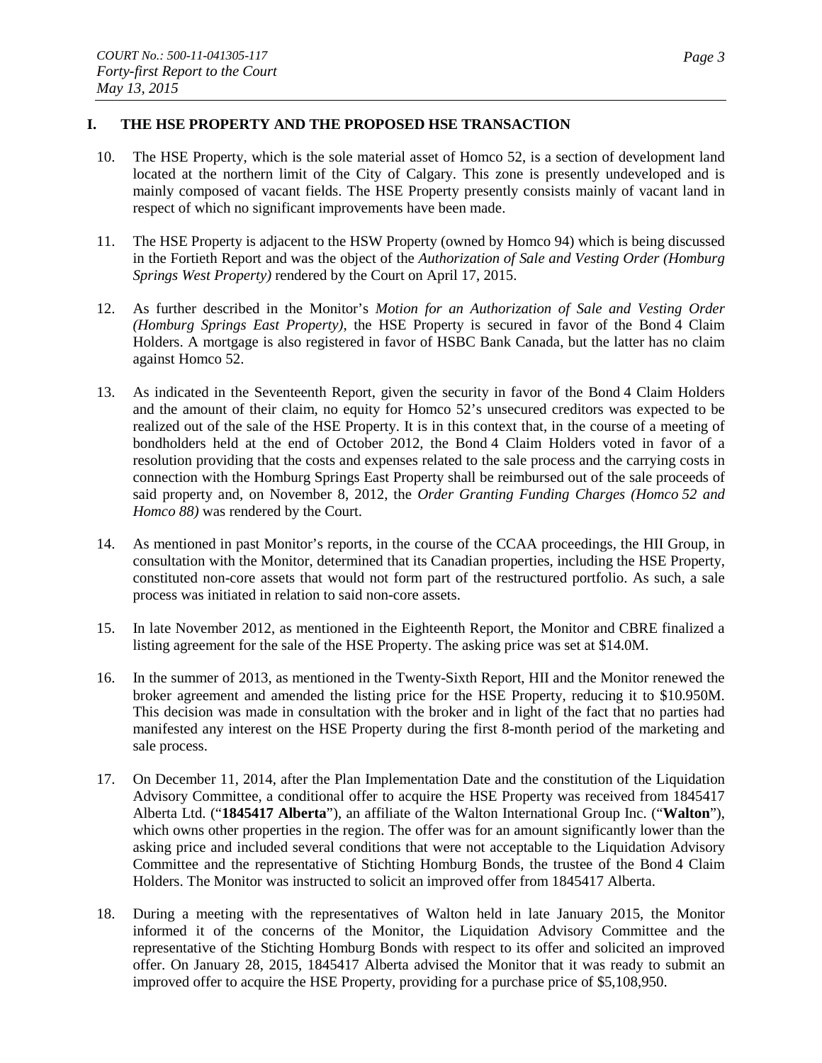## I. THE HSE PROPERTY AND THE PROPOSED HSE TRANSACTION

10. The HSE Property, which is the sole material asset of Homco 52, is a section of development land located at the northern limit of the City of Calgary. This zone is presently undeveloped and is mainly composed of vacant fields. The HSE Property presently consists mainly of vacant land in respect of which no significant improvements have been made.

11. The HSE Property is adjacent to the HSW Property (owned by Homco 94) which is being discussed in the Fortieth Report and was the object of the *Authorization of Sale and Vesting Order (Homburg Springs West Property)* rendered by the Court on April 17, 2015.

12. As further described in the Monitor's *Motion for an Authorization of Sale and Vesting Order (Homburg Springs East Property)*, the HSE Property is secured in favor of the Bond 4 Claim Holders. A mortgage is also registered in favor of HSBC Bank Canada, but the latter has no claim against Homco 52.

13. As indicated in the Seventeenth Report, given the security in favor of the Bond 4 Claim Holders and the amount of their claim, no equity for Homco 52's unsecured creditors was expected to be realized out of the sale of the HSE Property. It is in this context that, in the course of a meeting of bondholders held at the end of October 2012, the Bond 4 Claim Holders voted in favor of a resolution providing that the costs and expenses related to the sale process and the carrying costs in connection with the Homburg Springs East Property shall be reimbursed out of the sale proceeds of said property and, on November 8, 2012, the *Order Granting Funding Charges (Homco 52 and Homco 88)* was rendered by the Court.

14. As mentioned in past Monitor's reports, in the course of the CCAA proceedings, the HII Group, in consultation with the Monitor, determined that its Canadian properties, including the HSE Property, constituted non-core assets that would not form part of the restructured portfolio. As such, a sale process was initiated in relation to said non-core assets.

15. In late November 2012, as mentioned in the Eighteenth Report, the Monitor and CBRE finalized a listing agreement for the sale of the HSE Property. The asking price was set at $14.0M.

16. In the summer of 2013, as mentioned in the Twenty-Sixth Report, HII and the Monitor renewed the broker agreement and amended the listing price for the HSE Property, reducing it to $10.950M. This decision was made in consultation with the broker and in light of the fact that no parties had manifested any interest on the HSE Property during the first 8-month period of the marketing and sale process.

17. On December 11, 2014, after the Plan Implementation Date and the constitution of the Liquidation Advisory Committee, a conditional offer to acquire the HSE Property was received from 1845417 Alberta Ltd. ("**1845417 Alberta**"), an affiliate of the Walton International Group Inc. ("**Walton**"), which owns other properties in the region. The offer was for an amount significantly lower than the asking price and included several conditions that were not acceptable to the Liquidation Advisory Committee and the representative of Stichting Homburg Bonds, the trustee of the Bond 4 Claim Holders. The Monitor was instructed to solicit an improved offer from 1845417 Alberta.

18. During a meeting with the representatives of Walton held in late January 2015, the Monitor informed it of the concerns of the Monitor, the Liquidation Advisory Committee and the representative of the Stichting Homburg Bonds with respect to its offer and solicited an improved offer. On January 28, 2015, 1845417 Alberta advised the Monitor that it was ready to submit an improved offer to acquire the HSE Property, providing for a purchase price of $5,108,950.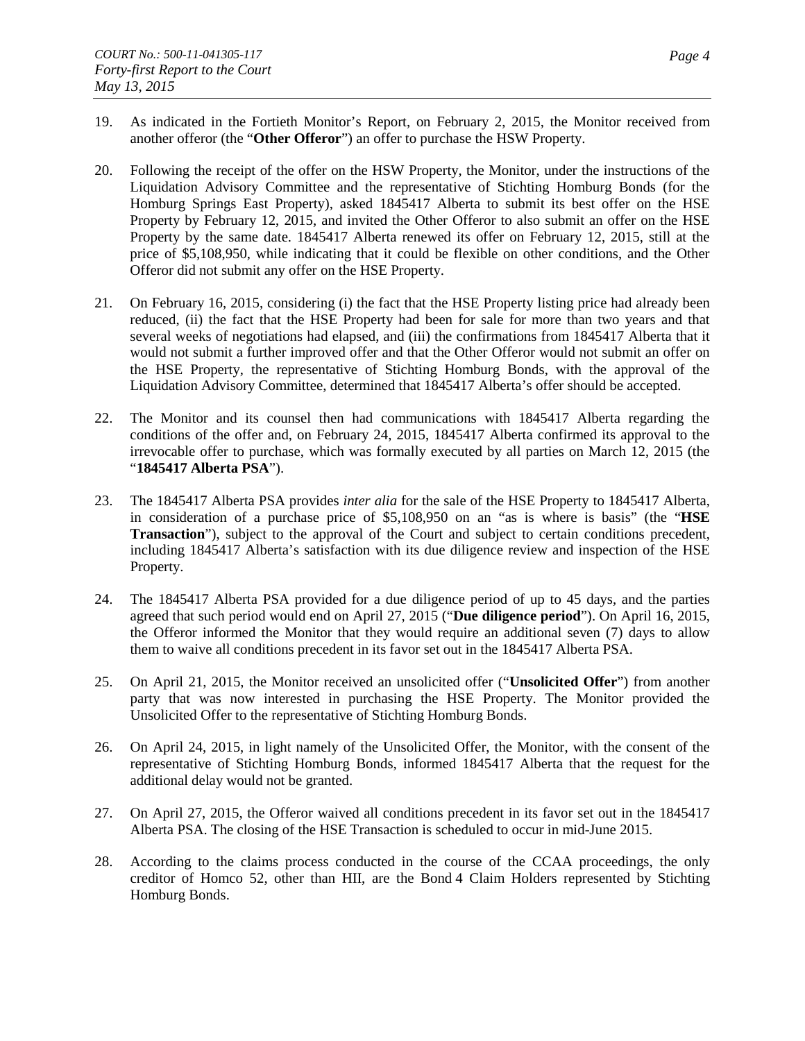19. As indicated in the Fortieth Monitor's Report, on February 2, 2015, the Monitor received from another offeror (the "**Other Offeror**") an offer to purchase the HSW Property.

20. Following the receipt of the offer on the HSW Property, the Monitor, under the instructions of the Liquidation Advisory Committee and the representative of Stichting Homburg Bonds (for the Homburg Springs East Property), asked 1845417 Alberta to submit its best offer on the HSE Property by February 12, 2015, and invited the Other Offeror to also submit an offer on the HSE Property by the same date. 1845417 Alberta renewed its offer on February 12, 2015, still at the price of $5,108,950, while indicating that it could be flexible on other conditions, and the Other Offeror did not submit any offer on the HSE Property.

21. On February 16, 2015, considering (i) the fact that the HSE Property listing price had already been reduced, (ii) the fact that the HSE Property had been for sale for more than two years and that several weeks of negotiations had elapsed, and (iii) the confirmations from 1845417 Alberta that it would not submit a further improved offer and that the Other Offeror would not submit an offer on the HSE Property, the representative of Stichting Homburg Bonds, with the approval of the Liquidation Advisory Committee, determined that 1845417 Alberta's offer should be accepted.

22. The Monitor and its counsel then had communications with 1845417 Alberta regarding the conditions of the offer and, on February 24, 2015, 1845417 Alberta confirmed its approval to the irrevocable offer to purchase, which was formally executed by all parties on March 12, 2015 (the "**1845417 Alberta PSA**").

23. The 1845417 Alberta PSA provides *inter alia* for the sale of the HSE Property to 1845417 Alberta, in consideration of a purchase price of $5,108,950 on an "as is where is basis" (the "**HSE Transaction**"), subject to the approval of the Court and subject to certain conditions precedent, including 1845417 Alberta's satisfaction with its due diligence review and inspection of the HSE Property.

24. The 1845417 Alberta PSA provided for a due diligence period of up to 45 days, and the parties agreed that such period would end on April 27, 2015 ("**Due diligence period**"). On April 16, 2015, the Offeror informed the Monitor that they would require an additional seven (7) days to allow them to waive all conditions precedent in its favor set out in the 1845417 Alberta PSA.

25. On April 21, 2015, the Monitor received an unsolicited offer ("**Unsolicited Offer**") from another party that was now interested in purchasing the HSE Property. The Monitor provided the Unsolicited Offer to the representative of Stichting Homburg Bonds.

26. On April 24, 2015, in light namely of the Unsolicited Offer, the Monitor, with the consent of the representative of Stichting Homburg Bonds, informed 1845417 Alberta that the request for the additional delay would not be granted.

27. On April 27, 2015, the Offeror waived all conditions precedent in its favor set out in the 1845417 Alberta PSA. The closing of the HSE Transaction is scheduled to occur in mid-June 2015.

28. According to the claims process conducted in the course of the CCAA proceedings, the only creditor of Homco 52, other than HII, are the Bond 4 Claim Holders represented by Stichting Homburg Bonds.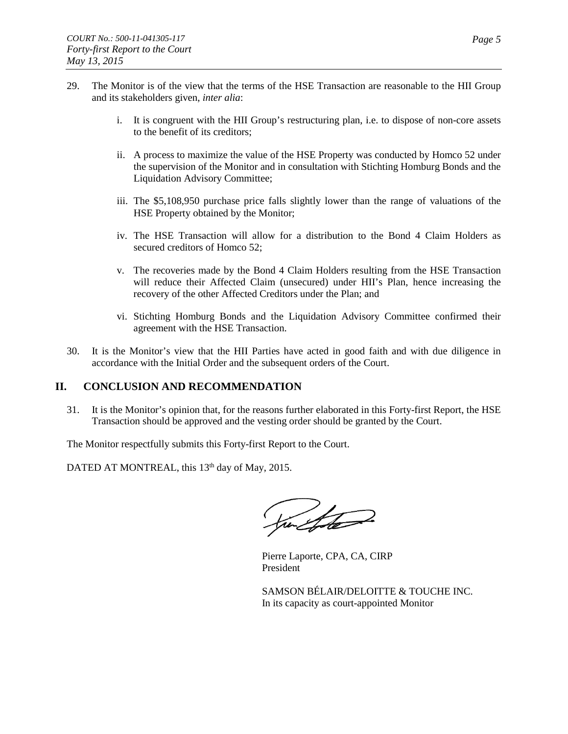29. The Monitor is of the view that the terms of the HSE Transaction are reasonable to the HII Group and its stakeholders given, *inter alia*:

    i. It is congruent with the HII Group's restructuring plan, i.e. to dispose of non-core assets to the benefit of its creditors;

    ii. A process to maximize the value of the HSE Property was conducted by Homco 52 under the supervision of the Monitor and in consultation with Stichting Homburg Bonds and the Liquidation Advisory Committee;

    iii. The $5,108,950 purchase price falls slightly lower than the range of valuations of the HSE Property obtained by the Monitor;

    iv. The HSE Transaction will allow for a distribution to the Bond 4 Claim Holders as secured creditors of Homco 52;

    v. The recoveries made by the Bond 4 Claim Holders resulting from the HSE Transaction will reduce their Affected Claim (unsecured) under HII's Plan, hence increasing the recovery of the other Affected Creditors under the Plan; and

    vi. Stichting Homburg Bonds and the Liquidation Advisory Committee confirmed their agreement with the HSE Transaction.

30. It is the Monitor's view that the HII Parties have acted in good faith and with due diligence in accordance with the Initial Order and the subsequent orders of the Court.

## II. CONCLUSION AND RECOMMENDATION

31. It is the Monitor's opinion that, for the reasons further elaborated in this Forty-first Report, the HSE Transaction should be approved and the vesting order should be granted by the Court.

The Monitor respectfully submits this Forty-first Report to the Court.

DATED AT MONTREAL, this 13th day of May, 2015.

Pierre Laporte, CPA, CA, CIRP
President

SAMSON BÉLAIR/DELOITTE & TOUCHE INC.
In its capacity as court-appointed Monitor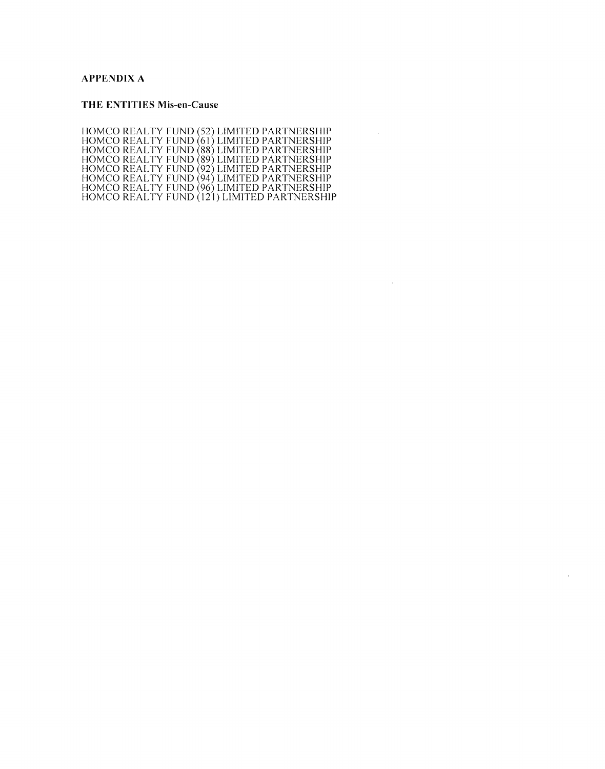## APPENDIX A

### THE ENTITIES Mis-en-Cause

HOMCO REALTY FUND (52) LIMITED PARTNERSHIP
HOMCO REALTY FUND (61) LIMITED PARTNERSHIP
HOMCO REALTY FUND (88) LIMITED PARTNERSHIP
HOMCO REALTY FUND (89) LIMITED PARTNERSHIP
HOMCO REALTY FUND (92) LIMITED PARTNERSHIP
HOMCO REALTY FUND (94) LIMITED PARTNERSHIP
HOMCO REALTY FUND (96) LIMITED PARTNERSHIP
HOMCO REALTY FUND (121) LIMITED PARTNERSHIP